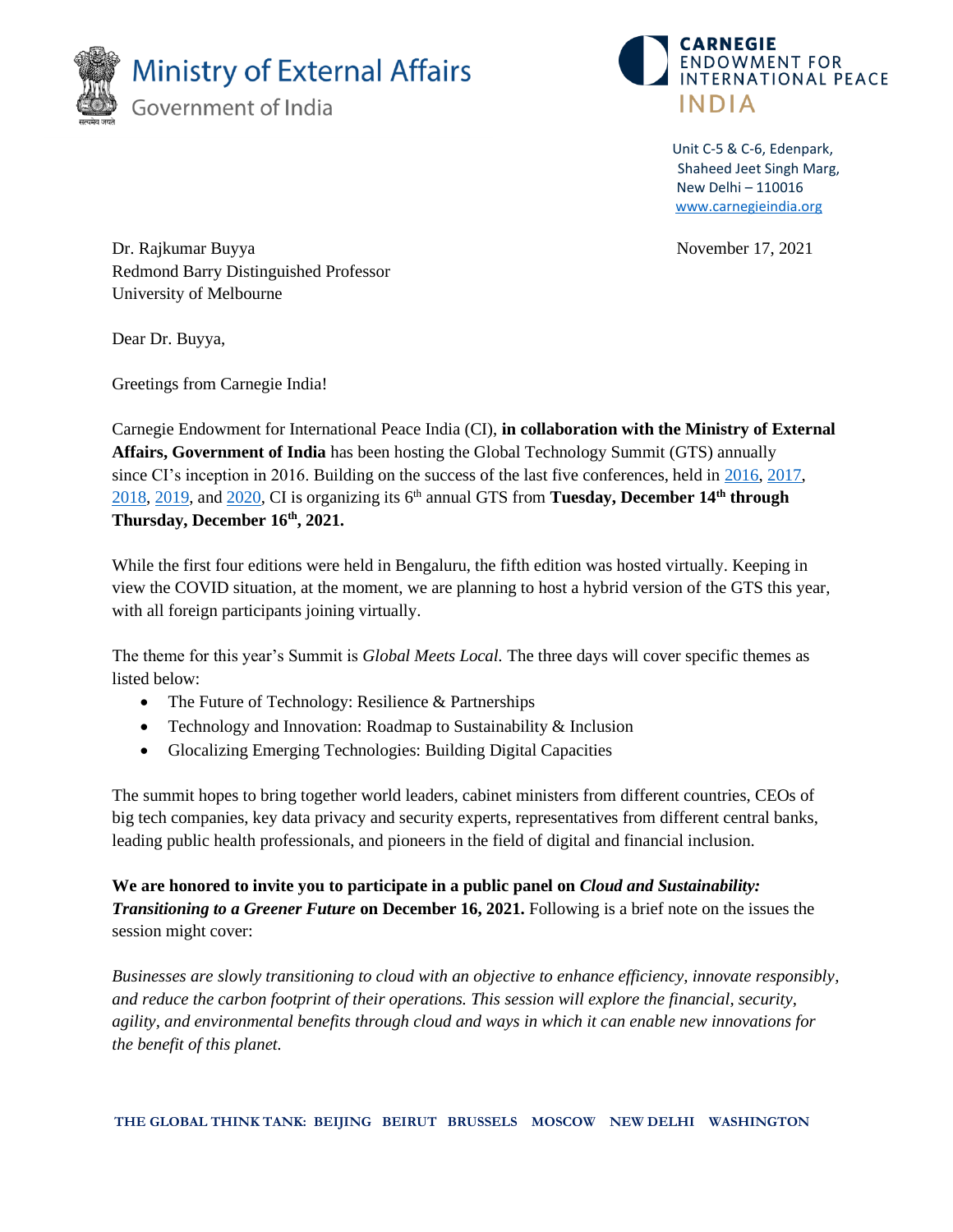Ministry of External Affairs
Government of India

CARNEGIE
ENDOWMENT FOR
INTERNATIONAL PEACE
INDIA

Unit C-5 & C-6, Edenpark,
Shaheed Jeet Singh Marg,
New Delhi – 110016
[www.carnegieindia.org](www.carnegieindia.org)

Dr. Rajkumar Buyya
Redmond Barry Distinguished Professor
University of Melbourne

November 17, 2021

Dear Dr. Buyya,

Greetings from Carnegie India!

Carnegie Endowment for International Peace India (CI), **in collaboration with the Ministry of External Affairs, Government of India** has been hosting the Global Technology Summit (GTS) annually since CI's inception in 2016. Building on the success of the last five conferences, held in 2016, 2017, 2018, 2019, and 2020, CI is organizing its 6th annual GTS from **Tuesday, December 14th through Thursday, December 16th, 2021.**

While the first four editions were held in Bengaluru, the fifth edition was hosted virtually. Keeping in view the COVID situation, at the moment, we are planning to host a hybrid version of the GTS this year, with all foreign participants joining virtually.

The theme for this year's Summit is *Global Meets Local.* The three days will cover specific themes as listed below:

- The Future of Technology: Resilience & Partnerships
- Technology and Innovation: Roadmap to Sustainability & Inclusion
- Glocalizing Emerging Technologies: Building Digital Capacities

The summit hopes to bring together world leaders, cabinet ministers from different countries, CEOs of big tech companies, key data privacy and security experts, representatives from different central banks, leading public health professionals, and pioneers in the field of digital and financial inclusion.

**We are honored to invite you to participate in a public panel on *Cloud and Sustainability: Transitioning to a Greener Future* on December 16, 2021.** Following is a brief note on the issues the session might cover:

*Businesses are slowly transitioning to cloud with an objective to enhance efficiency, innovate responsibly, and reduce the carbon footprint of their operations. This session will explore the financial, security, agility, and environmental benefits through cloud and ways in which it can enable new innovations for the benefit of this planet.*

**THE GLOBAL THINK TANK: BEIJING BEIRUT BRUSSELS MOSCOW NEW DELHI WASHINGTON**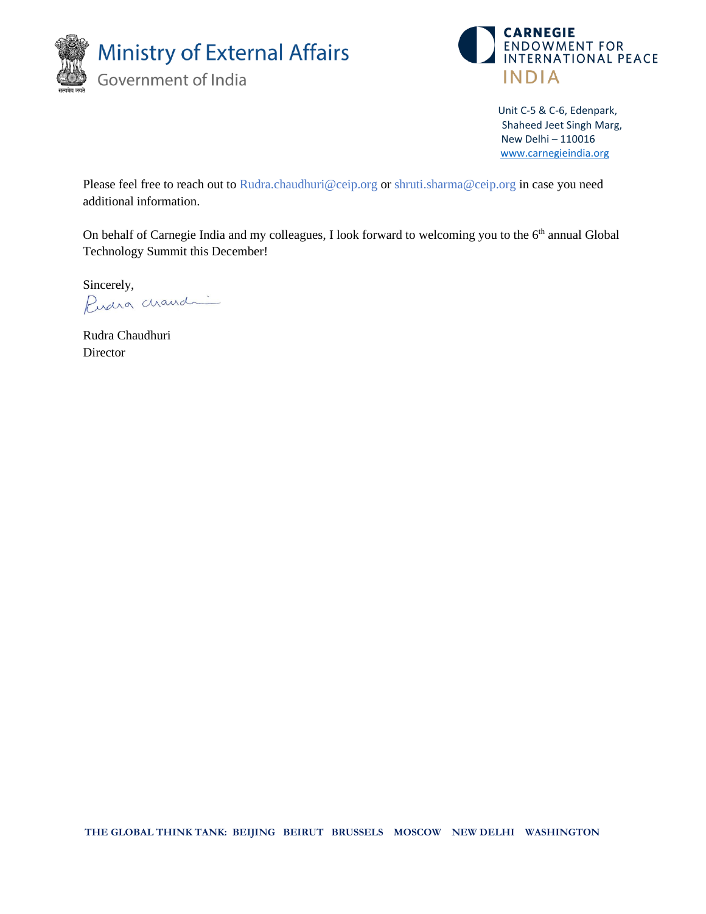Ministry of External Affairs
Government of India

CARNEGIE
ENDOWMENT FOR
INTERNATIONAL PEACE
INDIA

Unit C-5 & C-6, Edenpark,
Shaheed Jeet Singh Marg,
New Delhi – 110016
www.carnegieindia.org

Please feel free to reach out to Rudra.chaudhuri@ceip.org or shruti.sharma@ceip.org in case you need additional information.

On behalf of Carnegie India and my colleagues, I look forward to welcoming you to the 6th annual Global Technology Summit this December!

Sincerely,

Rudra Chaudhuri
Director

**THE GLOBAL THINK TANK: BEIJING BEIRUT BRUSSELS MOSCOW NEW DELHI WASHINGTON**